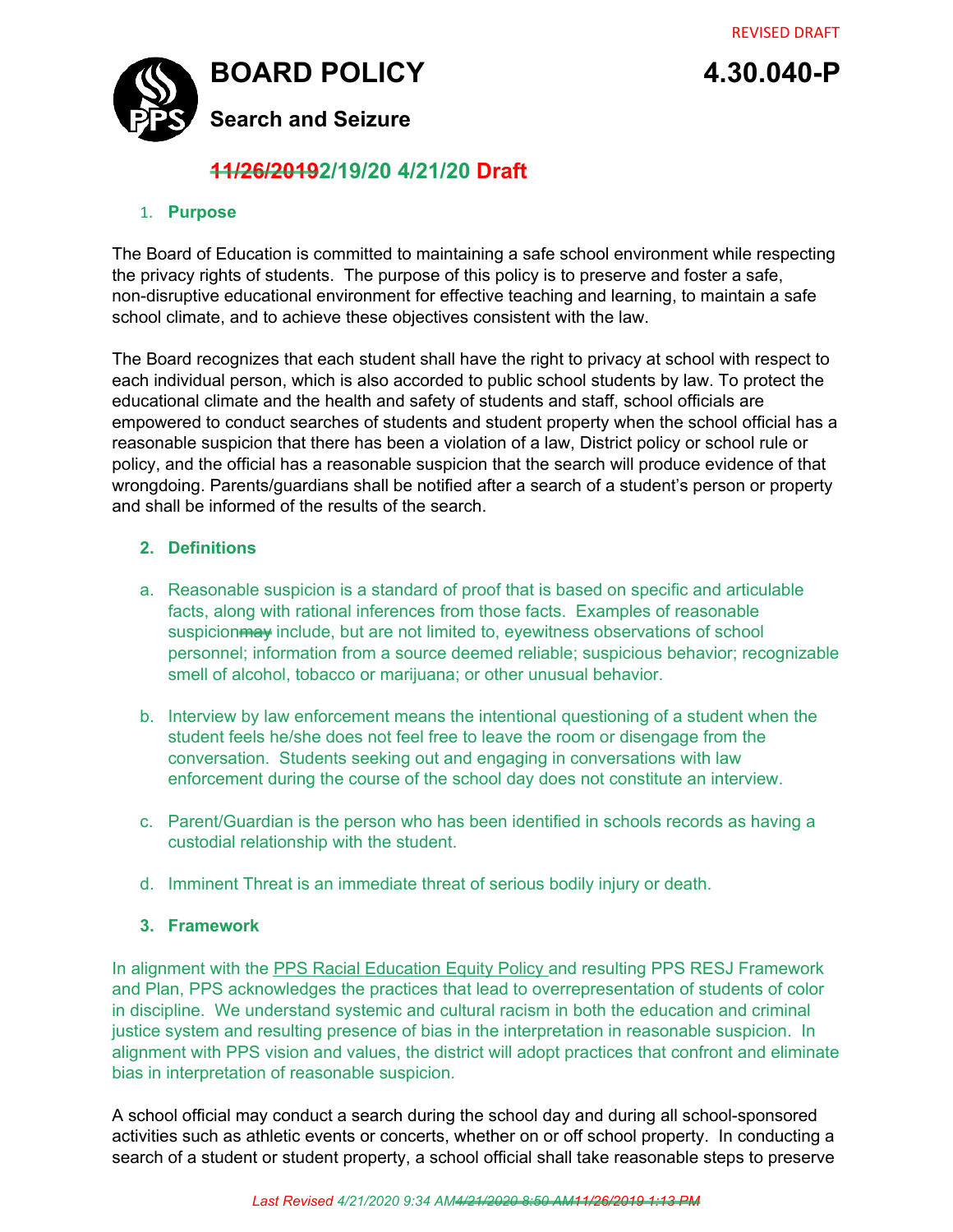REVISED DRAFT

# BOARD POLICY 4.30.040-P

## Search and Substitute

REVISED DRAFT

# BOARD POLICY 4.30.040-P

## Search and Seizure

**~~11/26/2019~~2/19/20 4/21/20 Draft**

1. **Purpose**

The Board of Education is committed to maintaining a safe school environment while respecting the privacy rights of students. The purpose of this policy is to preserve and foster a safe, non-disruptive educational environment for effective teaching and learning, to maintain a safe school climate, and to achieve these objectives consistent with the law.

The Board recognizes that each student shall have the right to privacy at school with respect to each individual person, which is also accorded to public school students by law. To protect the educational climate and the health and safety of students and staff, school officials are empowered to conduct searches of students and student property when the school official has a reasonable suspicion that there has been a violation of a law, District policy or school rule or policy, and the official has a reasonable suspicion that the search will produce evidence of that wrongdoing. Parents/guardians shall be notified after a search of a student's person or property and shall be informed of the results of the search.

2. **Definitions**

a. Reasonable suspicion is a standard of proof that is based on specific and articulable facts, along with rational inferences from those facts. Examples of reasonable suspicion~~may~~ include, but are not limited to, eyewitness observations of school personnel; information from a source deemed reliable; suspicious behavior; recognizable smell of alcohol, tobacco or marijuana; or other unusual behavior.

b. Interview by law enforcement means the intentional questioning of a student when the student feels he/she does not feel free to leave the room or disengage from the conversation. Students seeking out and engaging in conversations with law enforcement during the course of the school day does not constitute an interview.

c. Parent/Guardian is the person who has been identified in schools records as having a custodial relationship with the student.

d. Imminent Threat is an immediate threat of serious bodily injury or death.

3. **Framework**

In alignment with the PPS Racial Education Equity Policy and resulting PPS RESJ Framework and Plan, PPS acknowledges the practices that lead to overrepresentation of students of color in discipline. We understand systemic and cultural racism in both the education and criminal justice system and resulting presence of bias in the interpretation in reasonable suspicion. In alignment with PPS vision and values, the district will adopt practices that confront and eliminate bias in interpretation of reasonable suspicion.

A school official may conduct a search during the school day and during all school-sponsored activities such as athletic events or concerts, whether on or off school property. In conducting a search of a student or student property, a school official shall take reasonable steps to preserve

*Last Revised 4/21/2020 9:34 AM~~4/21/2020 8:50 AM11/26/2019 1:13 PM~~*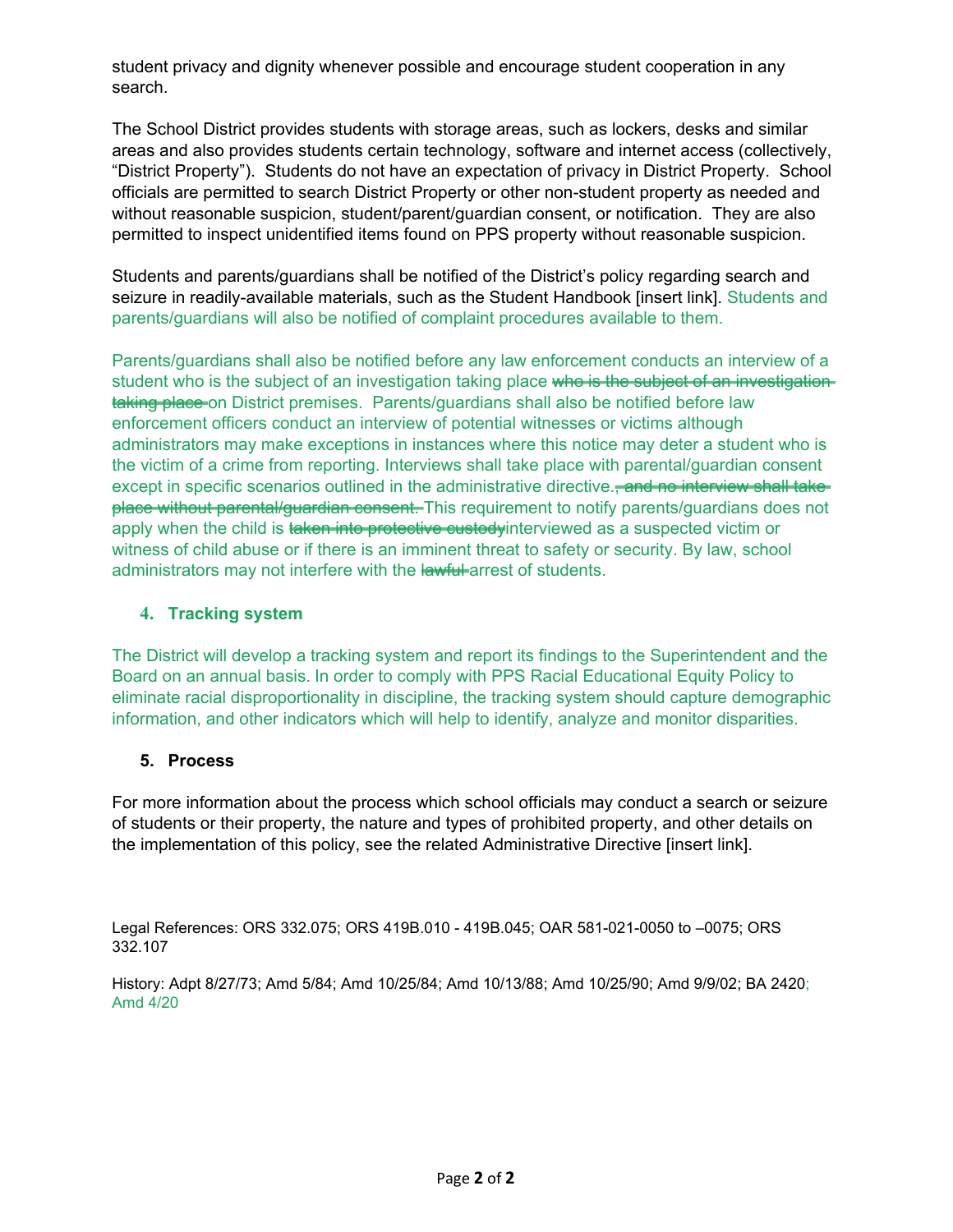student privacy and dignity whenever possible and encourage student cooperation in any search.

The School District provides students with storage areas, such as lockers, desks and similar areas and also provides students certain technology, software and internet access (collectively, “District Property”). Students do not have an expectation of privacy in District Property. School officials are permitted to search District Property or other non-student property as needed and without reasonable suspicion, student/parent/guardian consent, or notification. They are also permitted to inspect unidentified items found on PPS property without reasonable suspicion.

Students and parents/guardians shall be notified of the District’s policy regarding search and seizure in readily-available materials, such as the Student Handbook [insert link]. Students and parents/guardians will also be notified of complaint procedures available to them.

Parents/guardians shall also be notified before any law enforcement conducts an interview of a student who is the subject of an investigation taking place ~~who is the subject of an investigation taking place~~ on District premises. Parents/guardians shall also be notified before law enforcement officers conduct an interview of potential witnesses or victims although administrators may make exceptions in instances where this notice may deter a student who is the victim of a crime from reporting. Interviews shall take place with parental/guardian consent except in specific scenarios outlined in the administrative directive.~~, and no interview shall take place without parental/guardian consent.~~ This requirement to notify parents/guardians does not apply when the child is ~~taken into protective custody~~interviewed as a suspected victim or witness of child abuse or if there is an imminent threat to safety or security. By law, school administrators may not interfere with the ~~lawful~~ arrest of students.

### 4. Tracking system

The District will develop a tracking system and report its findings to the Superintendent and the Board on an annual basis. In order to comply with PPS Racial Educational Equity Policy to eliminate racial disproportionality in discipline, the tracking system should capture demographic information, and other indicators which will help to identify, analyze and monitor disparities.

### 5. Process

For more information about the process which school officials may conduct a search or seizure of students or their property, the nature and types of prohibited property, and other details on the implementation of this policy, see the related Administrative Directive [insert link].

Legal References: ORS 332.075; ORS 419B.010 - 419B.045; OAR 581-021-0050 to –0075; ORS 332.107

History: Adpt 8/27/73; Amd 5/84; Amd 10/25/84; Amd 10/13/88; Amd 10/25/90; Amd 9/9/02; BA 2420; Amd 4/20